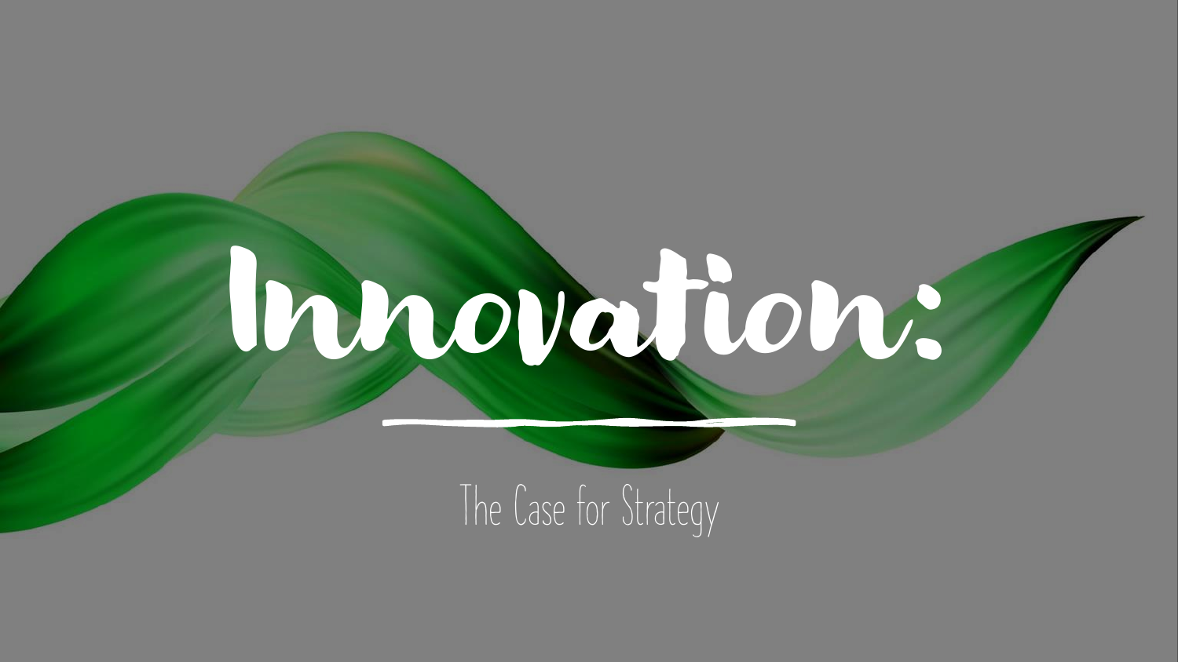# Innovation:

The Case for Strategy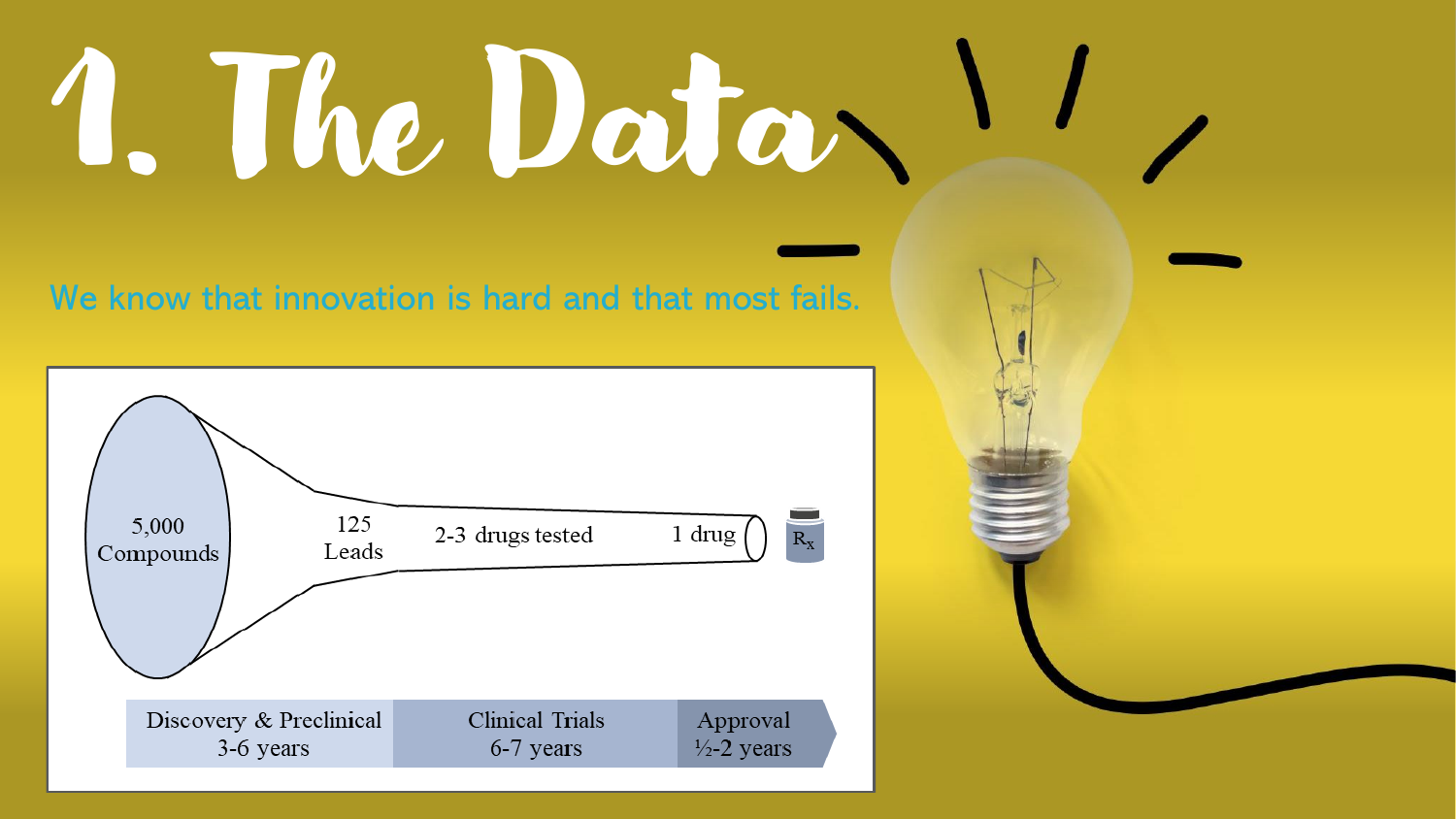# 1. The Data

We know that innovation is hard and that most fails.

5,000 Compounds

125 Leads

2-3 drugs tested

1 drug

$R_x$

Discovery & Preclinical 3-6 years

Clinical Trials 6-7 years

Approval ½-2 years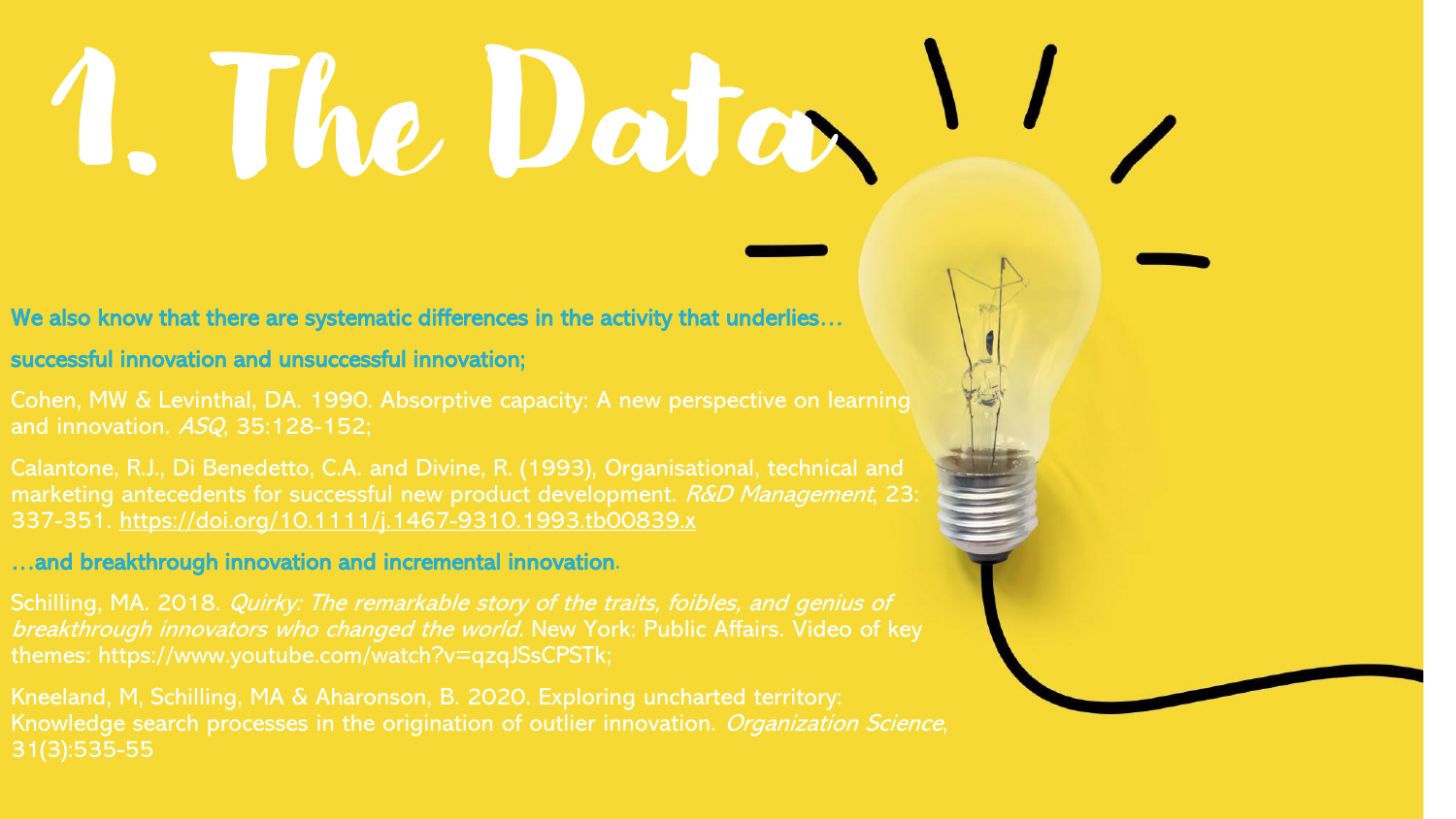# 1. The Data

**We also know that there are systematic differences in the activity that underlies…**

**successful innovation and unsuccessful innovation;**

Cohen, MW & Levinthal, DA. 1990. Absorptive capacity: A new perspective on learning and innovation. *ASQ*, 35:128-152;

Calantone, R.J., Di Benedetto, C.A. and Divine, R. (1993), Organisational, technical and marketing antecedents for successful new product development. *R&D Management*, 23: 337-351. https://doi.org/10.1111/j.1467-9310.1993.tb00839.x

**…and breakthrough innovation and incremental innovation.**

Schilling, MA. 2018. *Quirky: The remarkable story of the traits, foibles, and genius of breakthrough innovators who changed the world.* New York: Public Affairs. Video of key themes: https://www.youtube.com/watch?v=qzqJSsCPSTk;

Kneeland, M, Schilling, MA & Aharonson, B. 2020. Exploring uncharted territory: Knowledge search processes in the origination of outlier innovation. *Organization Science*, 31(3):535-55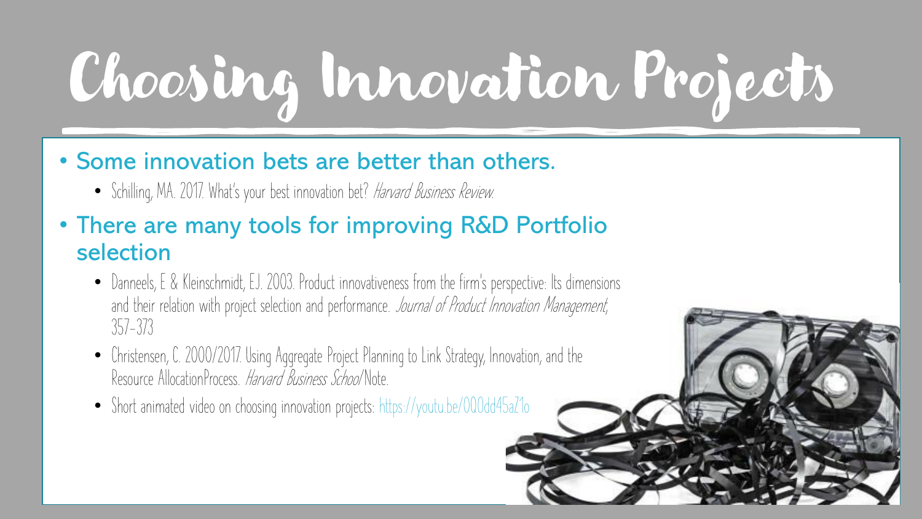# Choosing Innovation Projects

- Some innovation bets are better than others.
  - Schilling, MA. 2017. What's your best innovation bet? *Harvard Business Review.*
- There are many tools for improving R&D Portfolio selection
  - Danneels, E & Kleinschmidt, EJ. 2003. Product innovativeness from the firm's perspective: Its dimensions and their relation with project selection and performance. *Journal of Product Innovation Management*, 357-373
  - Christensen, C. 2000/2017. Using Aggregate Project Planning to Link Strategy, Innovation, and the Resource AllocationProcess. *Harvard Business School* Note.
  - Short animated video on choosing innovation projects: https://youtu.be/0Q0dd45aZ1o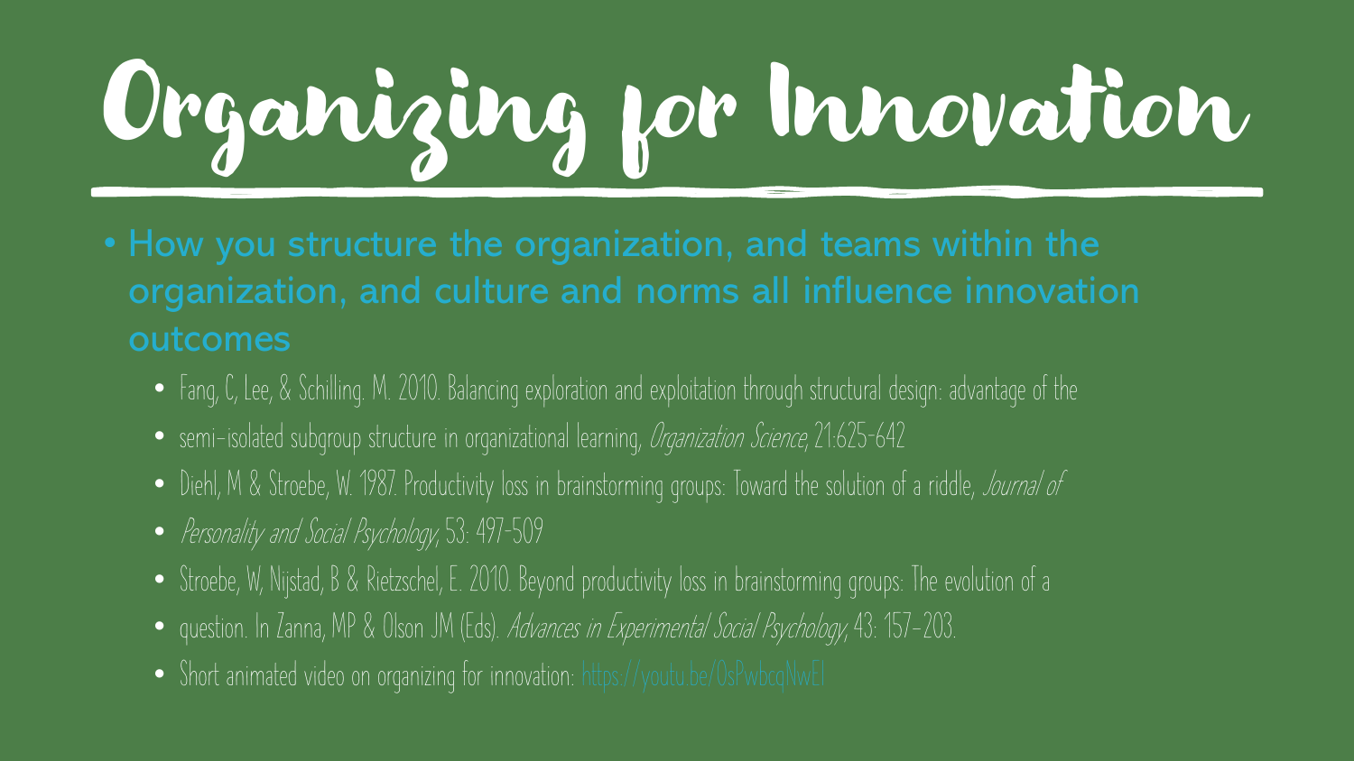# Organizing for Innovation

- How you structure the organization, and teams within the organization, and culture and norms all influence innovation outcomes
  - Fang, C, Lee, & Schilling. M. 2010. Balancing exploration and exploitation through structural design: advantage of the
  - semi-isolated subgroup structure in organizational learning, *Organization Science*, 21:625-642
  - Diehl, M & Stroebe, W. 1987. Productivity loss in brainstorming groups: Toward the solution of a riddle, *Journal of*
  - *Personality and Social Psychology*, 53: 497-509
  - Stroebe, W, Nijstad, B & Rietzschel, E. 2010. Beyond productivity loss in brainstorming groups: The evolution of a
  - question. In Zanna, MP & Olson JM (Eds). *Advances in Experimental Social Psychology*, 43: 157-203.
  - Short animated video on organizing for innovation: https://youtu.be/OsPwbcqNwEI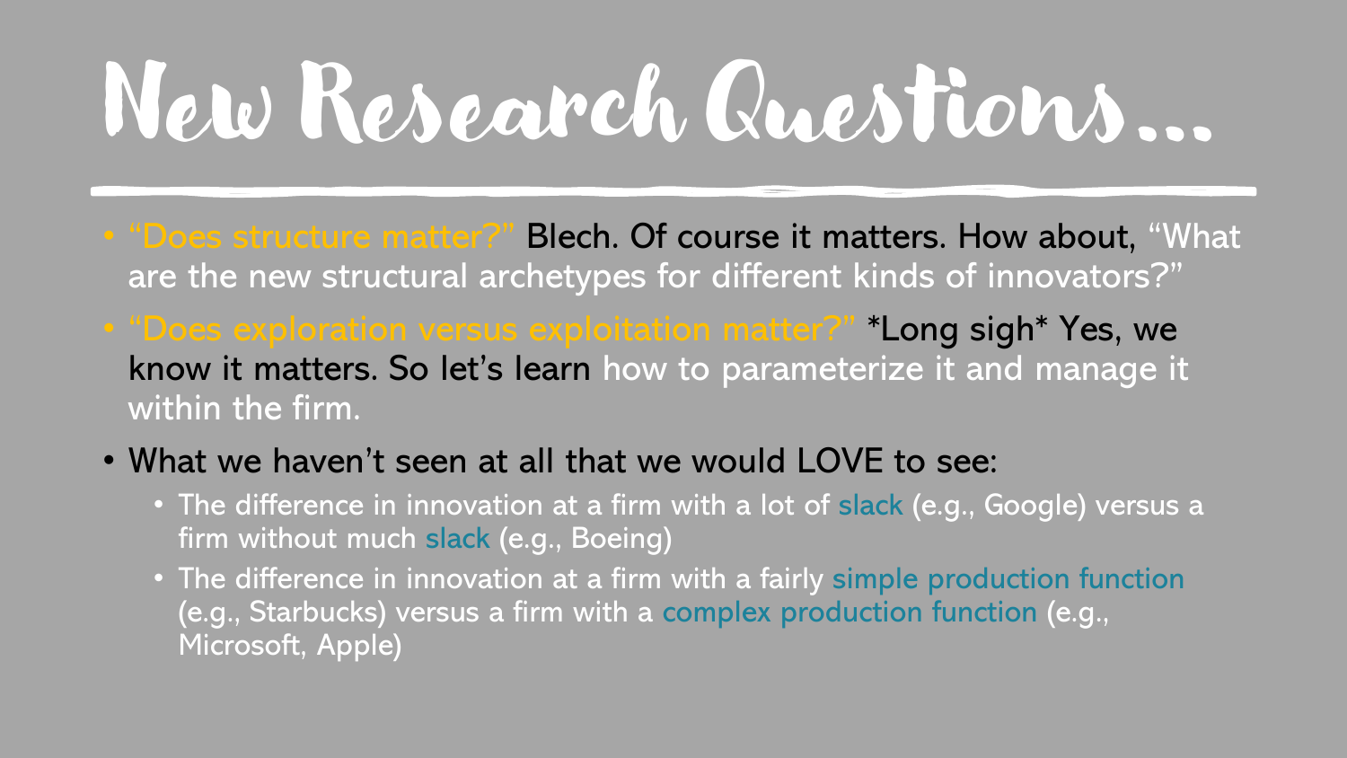# New Research Questions…

- "Does structure matter?" Blech. Of course it matters. How about, "What are the new structural archetypes for different kinds of innovators?"
- "Does exploration versus exploitation matter?" *Long sigh* Yes, we know it matters. So let's learn how to parameterize it and manage it within the firm.
- What we haven't seen at all that we would LOVE to see:
  - The difference in innovation at a firm with a lot of slack (e.g., Google) versus a firm without much slack (e.g., Boeing)
  - The difference in innovation at a firm with a fairly simple production function (e.g., Starbucks) versus a firm with a complex production function (e.g., Microsoft, Apple)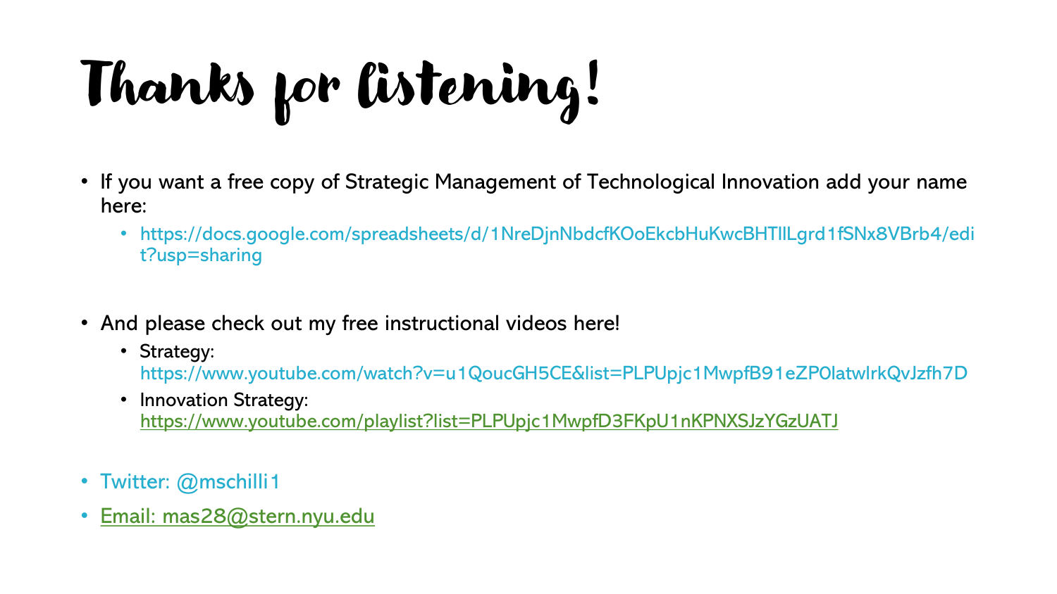# Thanks for listening!

- If you want a free copy of Strategic Management of Technological Innovation add your name here:
  - https://docs.google.com/spreadsheets/d/1NreDjnNbdcfKOoEkcbHuKwcBHTIlLgrd1fSNx8VBrb4/edit?usp=sharing

- And please check out my free instructional videos here!
  - Strategy: https://www.youtube.com/watch?v=u1QoucGH5CE&list=PLPUpjc1MwpfB91eZP0latwIrkQvJzfh7D
  - Innovation Strategy: https://www.youtube.com/playlist?list=PLPUpjc1MwpfD3FKpU1nKPNXSJzYGzUATJ

- Twitter: @mschilli1
- Email: mas28@stern.nyu.edu